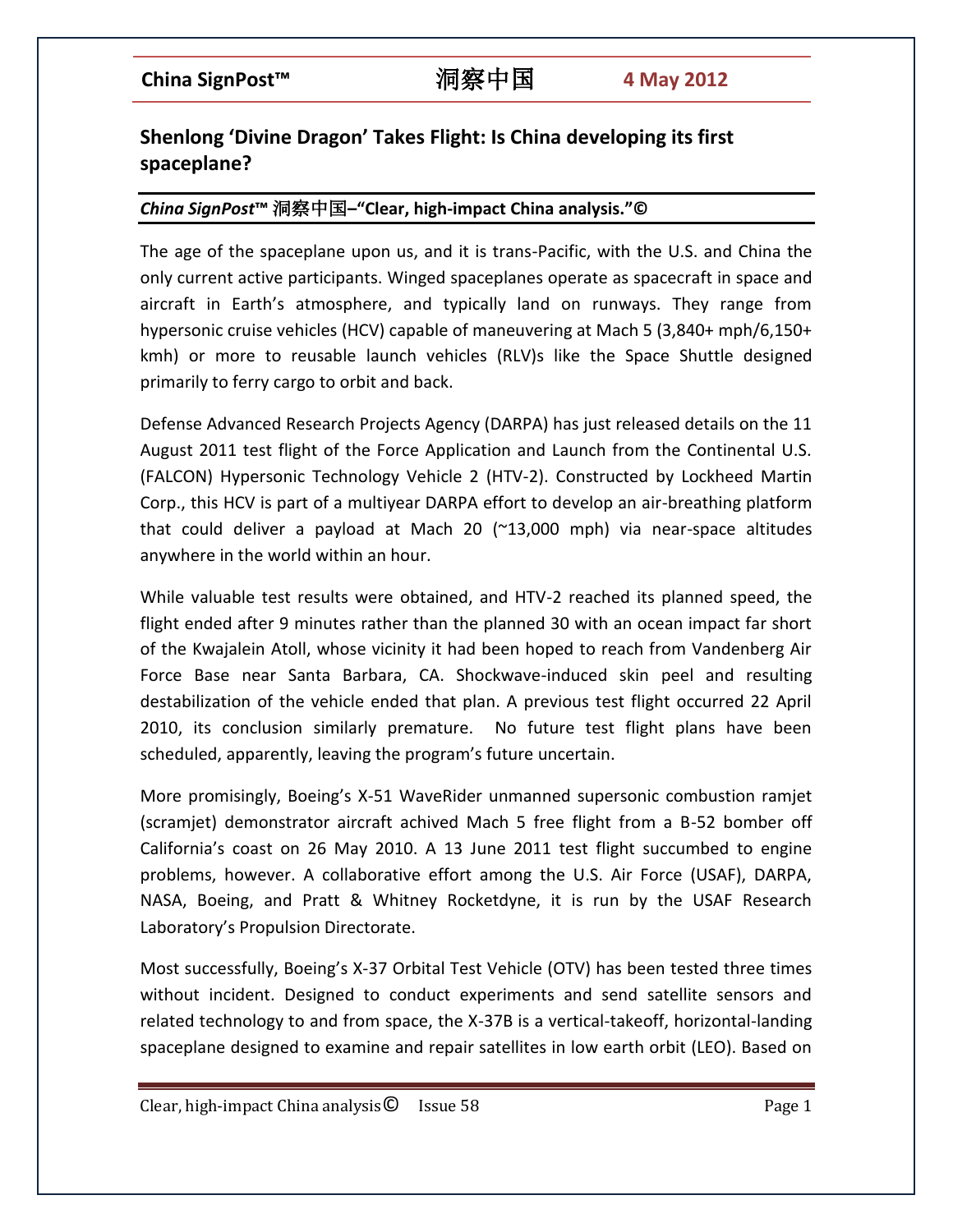# Shenlong 'Divine Dragon' Takes Flight: Is China developing its first spaceplane?

***China SignPost*™ 洞察中国–"Clear, high-impact China analysis."©**

The age of the spaceplane upon us, and it is trans-Pacific, with the U.S. and China the only current active participants. Winged spaceplanes operate as spacecraft in space and aircraft in Earth's atmosphere, and typically land on runways. They range from hypersonic cruise vehicles (HCV) capable of maneuvering at Mach 5 (3,840+ mph/6,150+ kmh) or more to reusable launch vehicles (RLV)s like the Space Shuttle designed primarily to ferry cargo to orbit and back.

Defense Advanced Research Projects Agency (DARPA) has just released details on the 11 August 2011 test flight of the Force Application and Launch from the Continental U.S. (FALCON) Hypersonic Technology Vehicle 2 (HTV-2). Constructed by Lockheed Martin Corp., this HCV is part of a multiyear DARPA effort to develop an air-breathing platform that could deliver a payload at Mach 20 (~13,000 mph) via near-space altitudes anywhere in the world within an hour.

While valuable test results were obtained, and HTV-2 reached its planned speed, the flight ended after 9 minutes rather than the planned 30 with an ocean impact far short of the Kwajalein Atoll, whose vicinity it had been hoped to reach from Vandenberg Air Force Base near Santa Barbara, CA. Shockwave-induced skin peel and resulting destabilization of the vehicle ended that plan. A previous test flight occurred 22 April 2010, its conclusion similarly premature. No future test flight plans have been scheduled, apparently, leaving the program's future uncertain.

More promisingly, Boeing's X-51 WaveRider unmanned supersonic combustion ramjet (scramjet) demonstrator aircraft achived Mach 5 free flight from a B-52 bomber off California's coast on 26 May 2010. A 13 June 2011 test flight succumbed to engine problems, however. A collaborative effort among the U.S. Air Force (USAF), DARPA, NASA, Boeing, and Pratt & Whitney Rocketdyne, it is run by the USAF Research Laboratory's Propulsion Directorate.

Most successfully, Boeing's X-37 Orbital Test Vehicle (OTV) has been tested three times without incident. Designed to conduct experiments and send satellite sensors and related technology to and from space, the X-37B is a vertical-takeoff, horizontal-landing spaceplane designed to examine and repair satellites in low earth orbit (LEO). Based on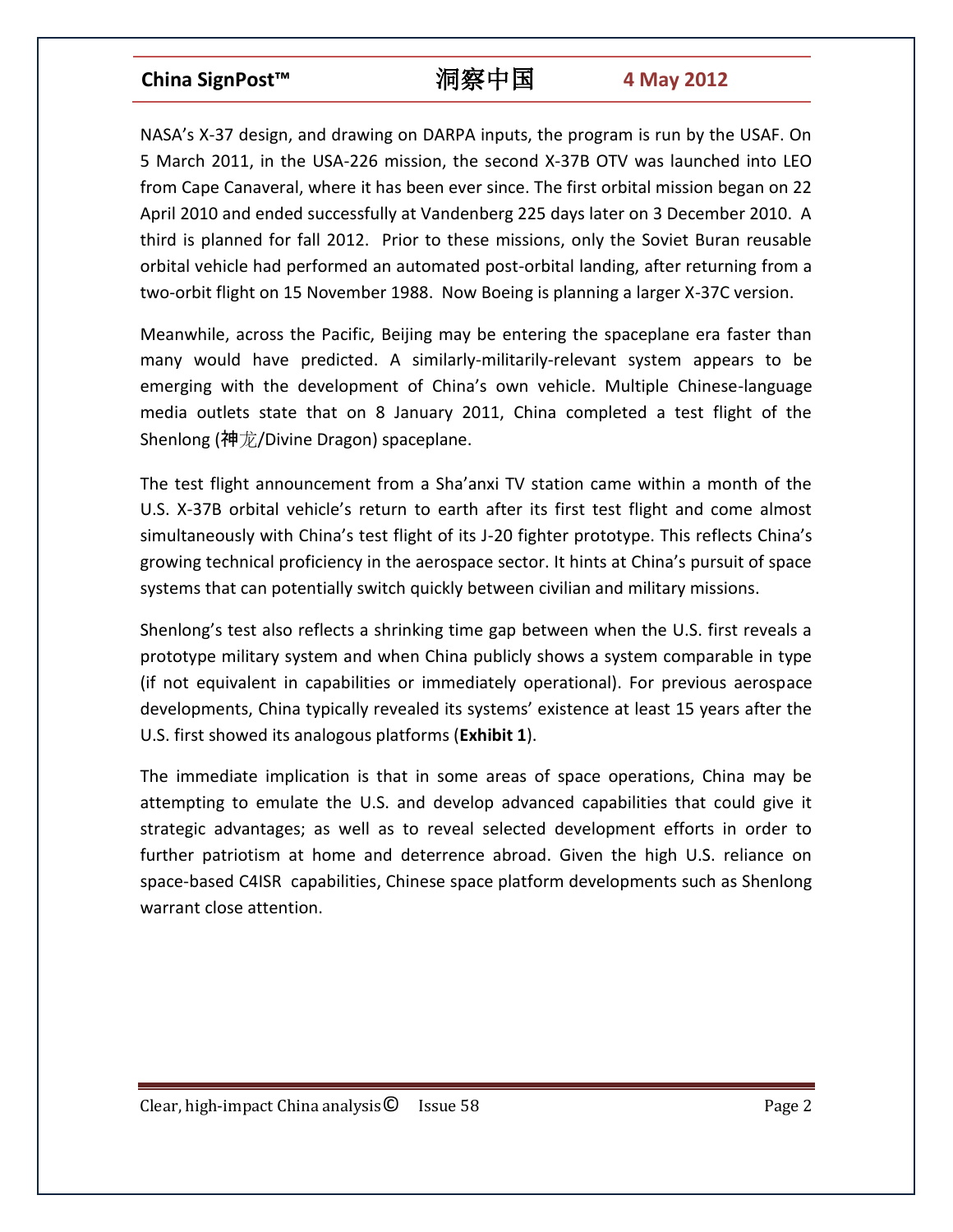NASA's X-37 design, and drawing on DARPA inputs, the program is run by the USAF. On 5 March 2011, in the USA-226 mission, the second X-37B OTV was launched into LEO from Cape Canaveral, where it has been ever since. The first orbital mission began on 22 April 2010 and ended successfully at Vandenberg 225 days later on 3 December 2010. A third is planned for fall 2012. Prior to these missions, only the Soviet Buran reusable orbital vehicle had performed an automated post-orbital landing, after returning from a two-orbit flight on 15 November 1988. Now Boeing is planning a larger X-37C version.

Meanwhile, across the Pacific, Beijing may be entering the spaceplane era faster than many would have predicted. A similarly-militarily-relevant system appears to be emerging with the development of China's own vehicle. Multiple Chinese-language media outlets state that on 8 January 2011, China completed a test flight of the Shenlong (神龙/Divine Dragon) spaceplane.

The test flight announcement from a Sha'anxi TV station came within a month of the U.S. X-37B orbital vehicle's return to earth after its first test flight and come almost simultaneously with China's test flight of its J-20 fighter prototype. This reflects China's growing technical proficiency in the aerospace sector. It hints at China's pursuit of space systems that can potentially switch quickly between civilian and military missions.

Shenlong's test also reflects a shrinking time gap between when the U.S. first reveals a prototype military system and when China publicly shows a system comparable in type (if not equivalent in capabilities or immediately operational). For previous aerospace developments, China typically revealed its systems' existence at least 15 years after the U.S. first showed its analogous platforms (**Exhibit 1**).

The immediate implication is that in some areas of space operations, China may be attempting to emulate the U.S. and develop advanced capabilities that could give it strategic advantages; as well as to reveal selected development efforts in order to further patriotism at home and deterrence abroad. Given the high U.S. reliance on space-based C4ISR capabilities, Chinese space platform developments such as Shenlong warrant close attention.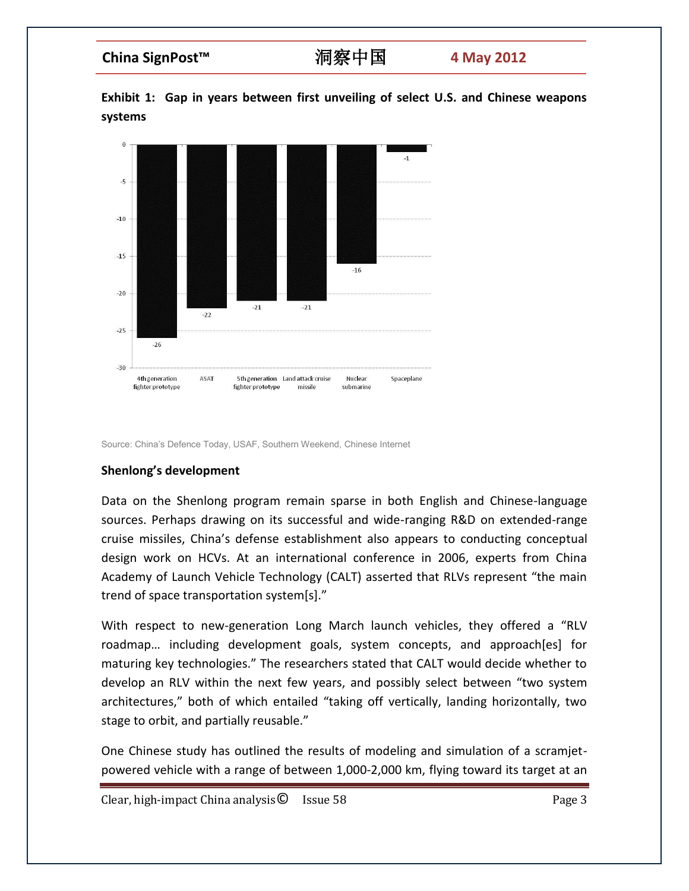**Exhibit 1: Gap in years between first unveiling of select U.S. and Chinese weapons systems**

| Weapons system | Gap in years |
| --- | --- |
| 4th generation fighter prototype | -26 |
| ASAT | -22 |
| 5th generation fighter prototype | -21 |
| Land attack cruise missile | -21 |
| Nuclear submarine | -16 |
| Spaceplane | -1 |

Source: China's Defence Today, USAF, Southern Weekend, Chinese Internet

**Shenlong's development**

Data on the Shenlong program remain sparse in both English and Chinese-language sources. Perhaps drawing on its successful and wide-ranging R&D on extended-range cruise missiles, China's defense establishment also appears to conducting conceptual design work on HCVs. At an international conference in 2006, experts from China Academy of Launch Vehicle Technology (CALT) asserted that RLVs represent "the main trend of space transportation system[s]."

With respect to new-generation Long March launch vehicles, they offered a "RLV roadmap… including development goals, system concepts, and approach[es] for maturing key technologies." The researchers stated that CALT would decide whether to develop an RLV within the next few years, and possibly select between "two system architectures," both of which entailed "taking off vertically, landing horizontally, two stage to orbit, and partially reusable."

One Chinese study has outlined the results of modeling and simulation of a scramjet-powered vehicle with a range of between 1,000-2,000 km, flying toward its target at an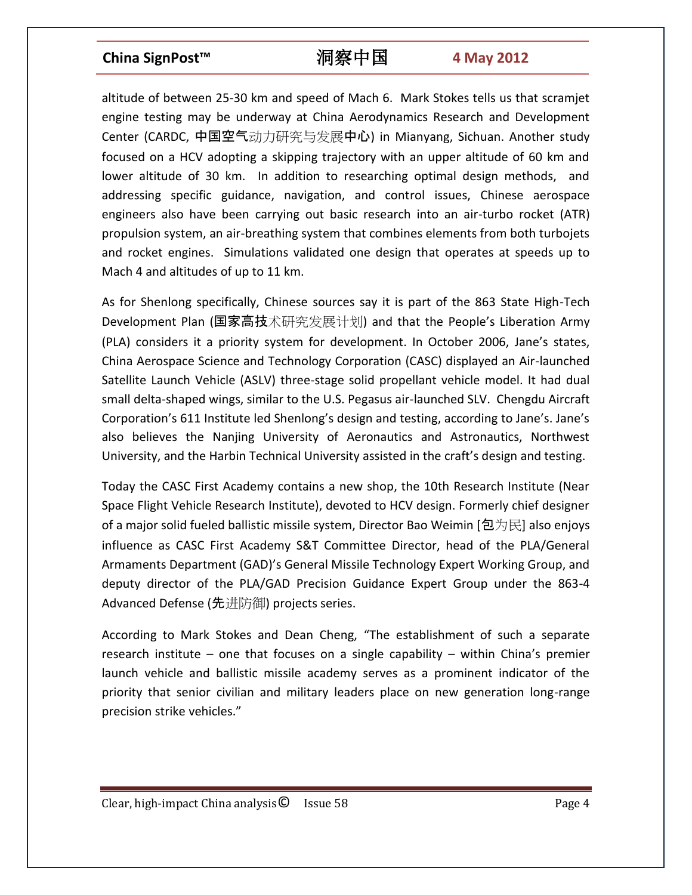altitude of between 25-30 km and speed of Mach 6. Mark Stokes tells us that scramjet engine testing may be underway at China Aerodynamics Research and Development Center (CARDC, 中国空气动力研究与发展中心) in Mianyang, Sichuan. Another study focused on a HCV adopting a skipping trajectory with an upper altitude of 60 km and lower altitude of 30 km. In addition to researching optimal design methods, and addressing specific guidance, navigation, and control issues, Chinese aerospace engineers also have been carrying out basic research into an air-turbo rocket (ATR) propulsion system, an air-breathing system that combines elements from both turbojets and rocket engines. Simulations validated one design that operates at speeds up to Mach 4 and altitudes of up to 11 km.

As for Shenlong specifically, Chinese sources say it is part of the 863 State High-Tech Development Plan (国家高技术研究发展计划) and that the People's Liberation Army (PLA) considers it a priority system for development. In October 2006, Jane's states, China Aerospace Science and Technology Corporation (CASC) displayed an Air-launched Satellite Launch Vehicle (ASLV) three-stage solid propellant vehicle model. It had dual small delta-shaped wings, similar to the U.S. Pegasus air-launched SLV. Chengdu Aircraft Corporation's 611 Institute led Shenlong's design and testing, according to Jane's. Jane's also believes the Nanjing University of Aeronautics and Astronautics, Northwest University, and the Harbin Technical University assisted in the craft's design and testing.

Today the CASC First Academy contains a new shop, the 10th Research Institute (Near Space Flight Vehicle Research Institute), devoted to HCV design. Formerly chief designer of a major solid fueled ballistic missile system, Director Bao Weimin [包为民] also enjoys influence as CASC First Academy S&T Committee Director, head of the PLA/General Armaments Department (GAD)'s General Missile Technology Expert Working Group, and deputy director of the PLA/GAD Precision Guidance Expert Group under the 863-4 Advanced Defense (先进防御) projects series.

According to Mark Stokes and Dean Cheng, "The establishment of such a separate research institute – one that focuses on a single capability – within China's premier launch vehicle and ballistic missile academy serves as a prominent indicator of the priority that senior civilian and military leaders place on new generation long-range precision strike vehicles."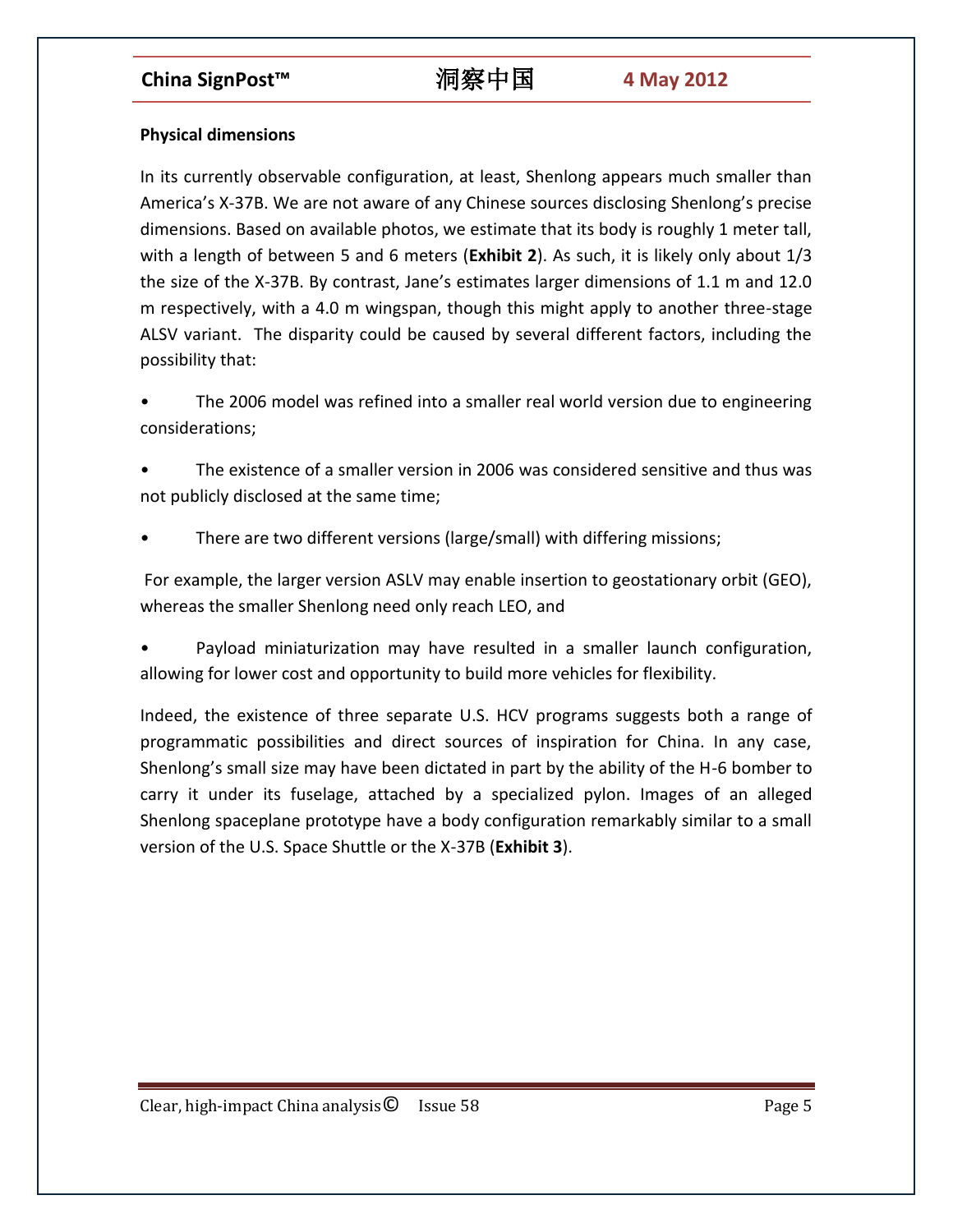**Physical dimensions**

In its currently observable configuration, at least, Shenlong appears much smaller than America's X-37B. We are not aware of any Chinese sources disclosing Shenlong's precise dimensions. Based on available photos, we estimate that its body is roughly 1 meter tall, with a length of between 5 and 6 meters (**Exhibit 2**). As such, it is likely only about 1/3 the size of the X-37B. By contrast, Jane's estimates larger dimensions of 1.1 m and 12.0 m respectively, with a 4.0 m wingspan, though this might apply to another three-stage ALSV variant. The disparity could be caused by several different factors, including the possibility that:

- The 2006 model was refined into a smaller real world version due to engineering considerations;
- The existence of a smaller version in 2006 was considered sensitive and thus was not publicly disclosed at the same time;
- There are two different versions (large/small) with differing missions;

For example, the larger version ASLV may enable insertion to geostationary orbit (GEO), whereas the smaller Shenlong need only reach LEO, and

- Payload miniaturization may have resulted in a smaller launch configuration, allowing for lower cost and opportunity to build more vehicles for flexibility.

Indeed, the existence of three separate U.S. HCV programs suggests both a range of programmatic possibilities and direct sources of inspiration for China. In any case, Shenlong's small size may have been dictated in part by the ability of the H-6 bomber to carry it under its fuselage, attached by a specialized pylon. Images of an alleged Shenlong spaceplane prototype have a body configuration remarkably similar to a small version of the U.S. Space Shuttle or the X-37B (**Exhibit 3**).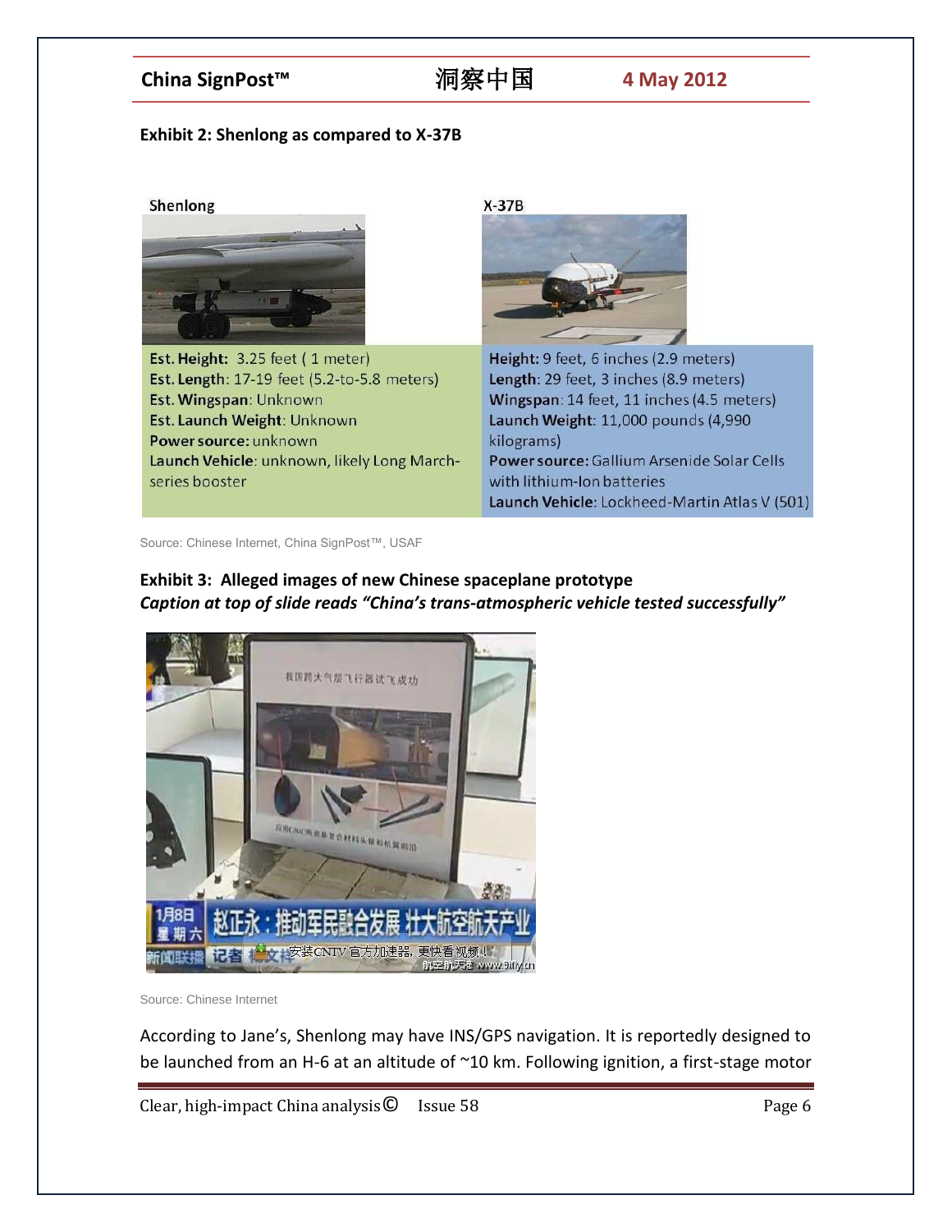**Exhibit 2: Shenlong as compared to X-37B**

| Shenlong | X-37B |
|---|---|
| **Est. Height:** 3.25 feet ( 1 meter)<br>**Est. Length**: 17-19 feet (5.2-to-5.8 meters)<br>**Est. Wingspan**: Unknown<br>**Est. Launch Weight**: Unknown<br>**Power source:** unknown<br>**Launch Vehicle**: unknown, likely Long March-series booster | **Height:** 9 feet, 6 inches (2.9 meters)<br>**Length**: 29 feet, 3 inches (8.9 meters)<br>**Wingspan**: 14 feet, 11 inches (4.5 meters)<br>**Launch Weight**: 11,000 pounds (4,990 kilograms)<br>**Power source:** Gallium Arsenide Solar Cells with lithium-Ion batteries<br>**Launch Vehicle**: Lockheed-Martin Atlas V (501) |

Source: Chinese Internet, China SignPost™, USAF

**Exhibit 3: Alleged images of new Chinese spaceplane prototype**
***Caption at top of slide reads "China's trans-atmospheric vehicle tested successfully"***

Source: Chinese Internet

According to Jane's, Shenlong may have INS/GPS navigation. It is reportedly designed to be launched from an H-6 at an altitude of ~10 km. Following ignition, a first-stage motor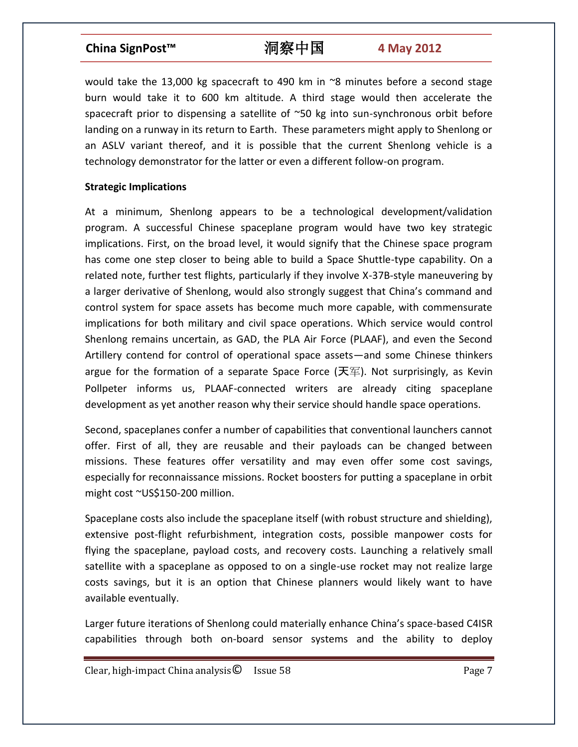would take the 13,000 kg spacecraft to 490 km in ~8 minutes before a second stage burn would take it to 600 km altitude. A third stage would then accelerate the spacecraft prior to dispensing a satellite of ~50 kg into sun-synchronous orbit before landing on a runway in its return to Earth. These parameters might apply to Shenlong or an ASLV variant thereof, and it is possible that the current Shenlong vehicle is a technology demonstrator for the latter or even a different follow-on program.

**Strategic Implications**

At a minimum, Shenlong appears to be a technological development/validation program. A successful Chinese spaceplane program would have two key strategic implications. First, on the broad level, it would signify that the Chinese space program has come one step closer to being able to build a Space Shuttle-type capability. On a related note, further test flights, particularly if they involve X-37B-style maneuvering by a larger derivative of Shenlong, would also strongly suggest that China's command and control system for space assets has become much more capable, with commensurate implications for both military and civil space operations. Which service would control Shenlong remains uncertain, as GAD, the PLA Air Force (PLAAF), and even the Second Artillery contend for control of operational space assets—and some Chinese thinkers argue for the formation of a separate Space Force (天军). Not surprisingly, as Kevin Pollpeter informs us, PLAAF-connected writers are already citing spaceplane development as yet another reason why their service should handle space operations.

Second, spaceplanes confer a number of capabilities that conventional launchers cannot offer. First of all, they are reusable and their payloads can be changed between missions. These features offer versatility and may even offer some cost savings, especially for reconnaissance missions. Rocket boosters for putting a spaceplane in orbit might cost ~US$150-200 million.

Spaceplane costs also include the spaceplane itself (with robust structure and shielding), extensive post-flight refurbishment, integration costs, possible manpower costs for flying the spaceplane, payload costs, and recovery costs. Launching a relatively small satellite with a spaceplane as opposed to on a single-use rocket may not realize large costs savings, but it is an option that Chinese planners would likely want to have available eventually.

Larger future iterations of Shenlong could materially enhance China's space-based C4ISR capabilities through both on-board sensor systems and the ability to deploy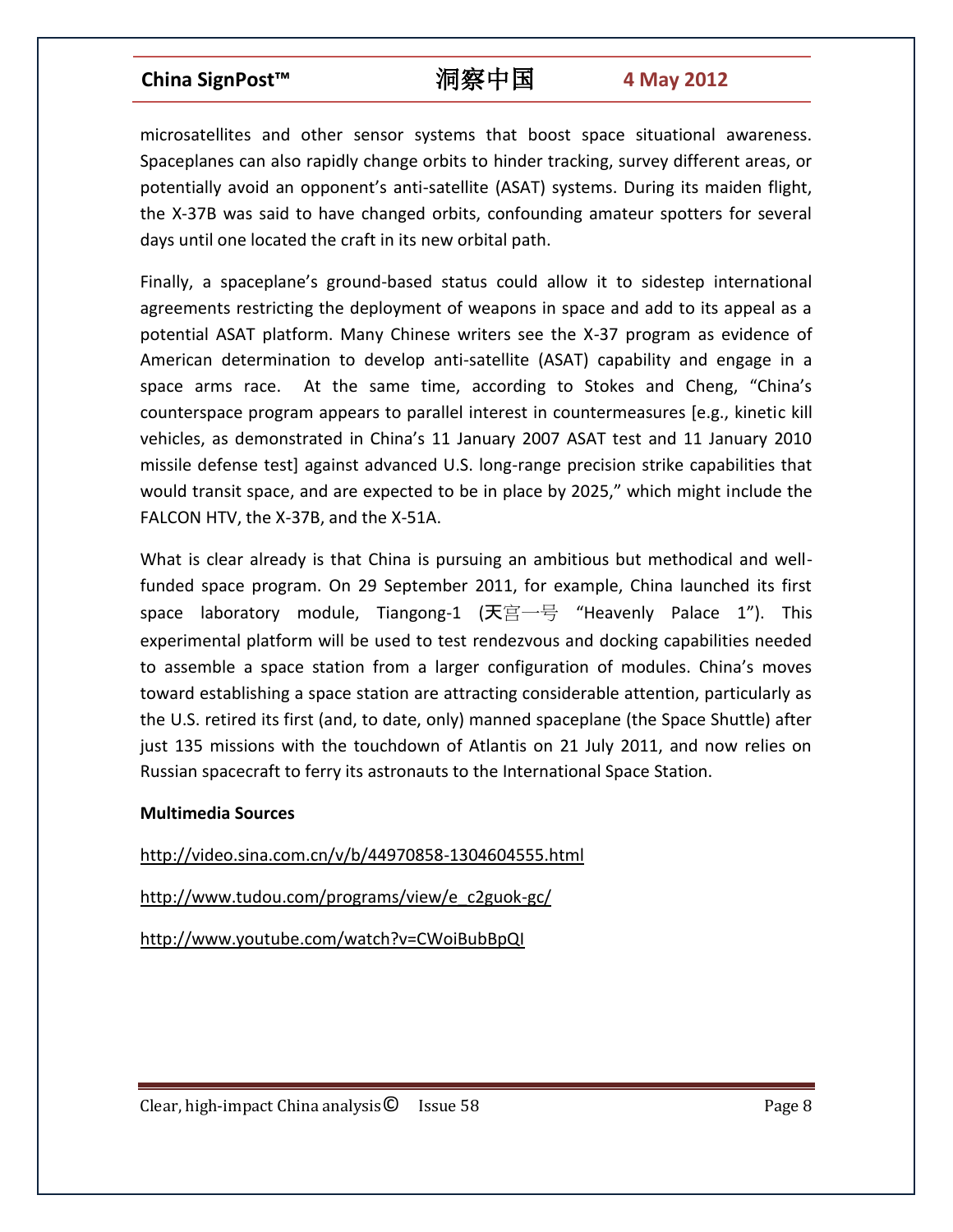microsatellites and other sensor systems that boost space situational awareness. Spaceplanes can also rapidly change orbits to hinder tracking, survey different areas, or potentially avoid an opponent's anti-satellite (ASAT) systems. During its maiden flight, the X-37B was said to have changed orbits, confounding amateur spotters for several days until one located the craft in its new orbital path.

Finally, a spaceplane's ground-based status could allow it to sidestep international agreements restricting the deployment of weapons in space and add to its appeal as a potential ASAT platform. Many Chinese writers see the X-37 program as evidence of American determination to develop anti-satellite (ASAT) capability and engage in a space arms race. At the same time, according to Stokes and Cheng, "China's counterspace program appears to parallel interest in countermeasures [e.g., kinetic kill vehicles, as demonstrated in China's 11 January 2007 ASAT test and 11 January 2010 missile defense test] against advanced U.S. long-range precision strike capabilities that would transit space, and are expected to be in place by 2025," which might include the FALCON HTV, the X-37B, and the X-51A.

What is clear already is that China is pursuing an ambitious but methodical and well-funded space program. On 29 September 2011, for example, China launched its first space laboratory module, Tiangong-1 (天宫一号 "Heavenly Palace 1"). This experimental platform will be used to test rendezvous and docking capabilities needed to assemble a space station from a larger configuration of modules. China's moves toward establishing a space station are attracting considerable attention, particularly as the U.S. retired its first (and, to date, only) manned spaceplane (the Space Shuttle) after just 135 missions with the touchdown of Atlantis on 21 July 2011, and now relies on Russian spacecraft to ferry its astronauts to the International Space Station.

**Multimedia Sources**

http://video.sina.com.cn/v/b/44970858-1304604555.html

http://www.tudou.com/programs/view/e_c2guok-gc/

http://www.youtube.com/watch?v=CWoiBubBpQI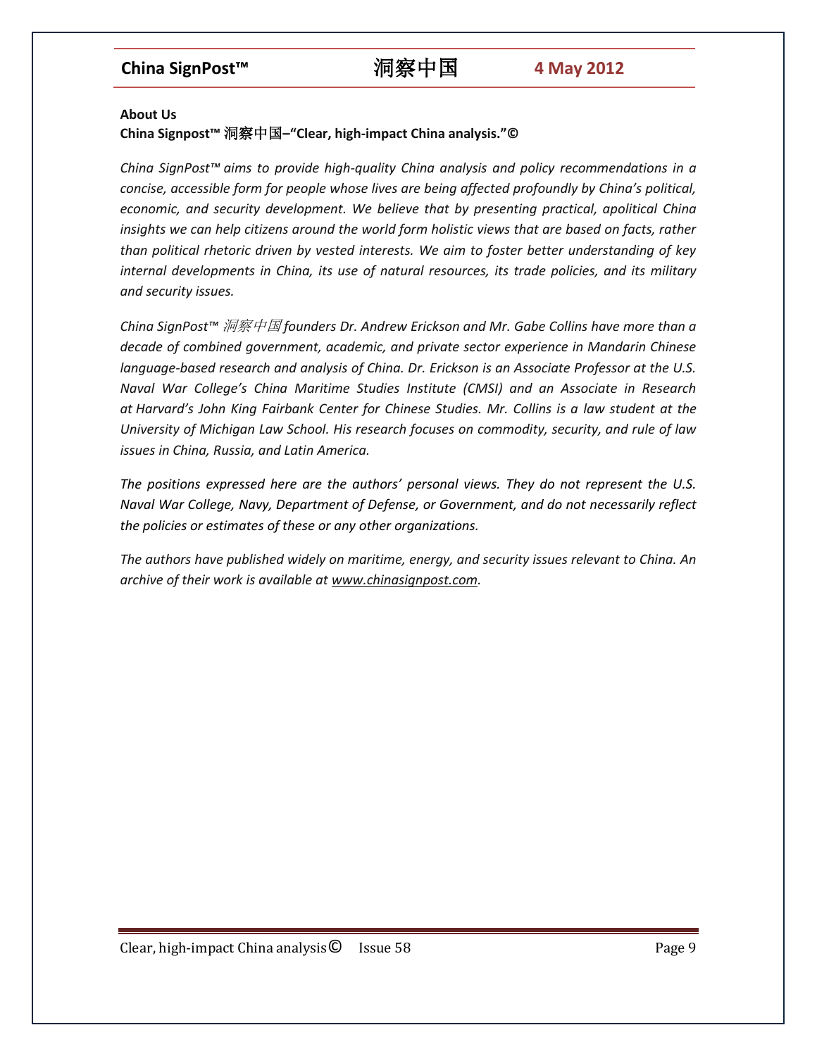**About Us**

**China Signpost™ 洞察中国–"Clear, high-impact China analysis."©**

*China SignPost™ aims to provide high-quality China analysis and policy recommendations in a concise, accessible form for people whose lives are being affected profoundly by China's political, economic, and security development. We believe that by presenting practical, apolitical China insights we can help citizens around the world form holistic views that are based on facts, rather than political rhetoric driven by vested interests. We aim to foster better understanding of key internal developments in China, its use of natural resources, its trade policies, and its military and security issues.*

*China SignPost™ 洞察中国 founders Dr. Andrew Erickson and Mr. Gabe Collins have more than a decade of combined government, academic, and private sector experience in Mandarin Chinese language-based research and analysis of China. Dr. Erickson is an Associate Professor at the U.S. Naval War College's China Maritime Studies Institute (CMSI) and an Associate in Research at Harvard's John King Fairbank Center for Chinese Studies. Mr. Collins is a law student at the University of Michigan Law School. His research focuses on commodity, security, and rule of law issues in China, Russia, and Latin America.*

*The positions expressed here are the authors' personal views. They do not represent the U.S. Naval War College, Navy, Department of Defense, or Government, and do not necessarily reflect the policies or estimates of these or any other organizations.*

*The authors have published widely on maritime, energy, and security issues relevant to China. An archive of their work is available at www.chinasignpost.com.*